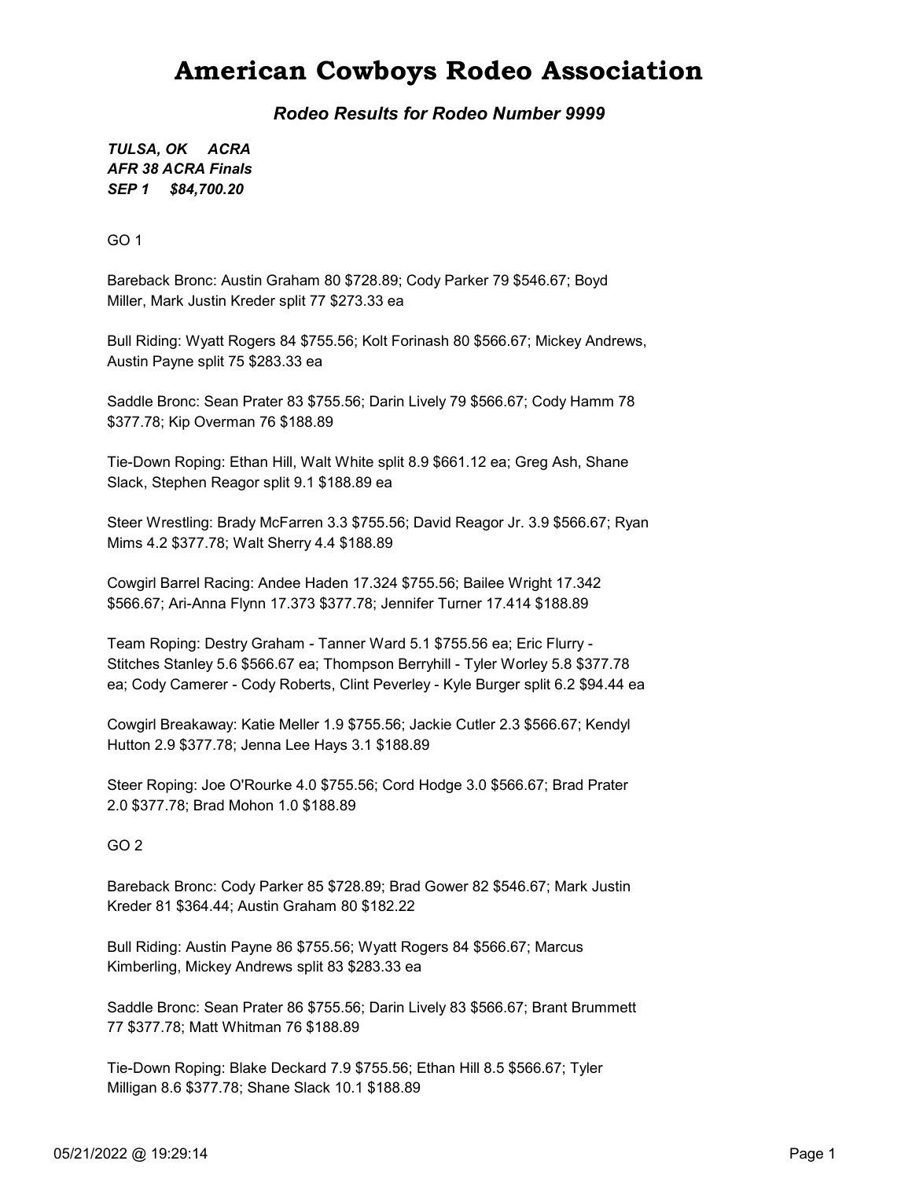# American Cowboys Rodeo Association

***Rodeo Results for Rodeo Number 9999***

***TULSA, OK ACRA***
***AFR 38 ACRA Finals***
***SEP 1 $84,700.20***

GO 1

Bareback Bronc: Austin Graham 80 $728.89; Cody Parker 79 $546.67; Boyd Miller, Mark Justin Kreder split 77 $273.33 ea

Bull Riding: Wyatt Rogers 84 $755.56; Kolt Forinash 80 $566.67; Mickey Andrews, Austin Payne split 75 $283.33 ea

Saddle Bronc: Sean Prater 83 $755.56; Darin Lively 79 $566.67; Cody Hamm 78 $377.78; Kip Overman 76 $188.89

Tie-Down Roping: Ethan Hill, Walt White split 8.9 $661.12 ea; Greg Ash, Shane Slack, Stephen Reagor split 9.1 $188.89 ea

Steer Wrestling: Brady McFarren 3.3 $755.56; David Reagor Jr. 3.9 $566.67; Ryan Mims 4.2 $377.78; Walt Sherry 4.4 $188.89

Cowgirl Barrel Racing: Andee Haden 17.324 $755.56; Bailee Wright 17.342 $566.67; Ari-Anna Flynn 17.373 $377.78; Jennifer Turner 17.414 $188.89

Team Roping: Destry Graham - Tanner Ward 5.1 $755.56 ea; Eric Flurry - Stitches Stanley 5.6 $566.67 ea; Thompson Berryhill - Tyler Worley 5.8 $377.78 ea; Cody Camerer - Cody Roberts, Clint Peverley - Kyle Burger split 6.2 $94.44 ea

Cowgirl Breakaway: Katie Meller 1.9 $755.56; Jackie Cutler 2.3 $566.67; Kendyl Hutton 2.9 $377.78; Jenna Lee Hays 3.1 $188.89

Steer Roping: Joe O'Rourke 4.0 $755.56; Cord Hodge 3.0 $566.67; Brad Prater 2.0 $377.78; Brad Mohon 1.0 $188.89

GO 2

Bareback Bronc: Cody Parker 85 $728.89; Brad Gower 82 $546.67; Mark Justin Kreder 81 $364.44; Austin Graham 80 $182.22

Bull Riding: Austin Payne 86 $755.56; Wyatt Rogers 84 $566.67; Marcus Kimberling, Mickey Andrews split 83 $283.33 ea

Saddle Bronc: Sean Prater 86 $755.56; Darin Lively 83 $566.67; Brant Brummett 77 $377.78; Matt Whitman 76 $188.89

Tie-Down Roping: Blake Deckard 7.9 $755.56; Ethan Hill 8.5 $566.67; Tyler Milligan 8.6 $377.78; Shane Slack 10.1 $188.89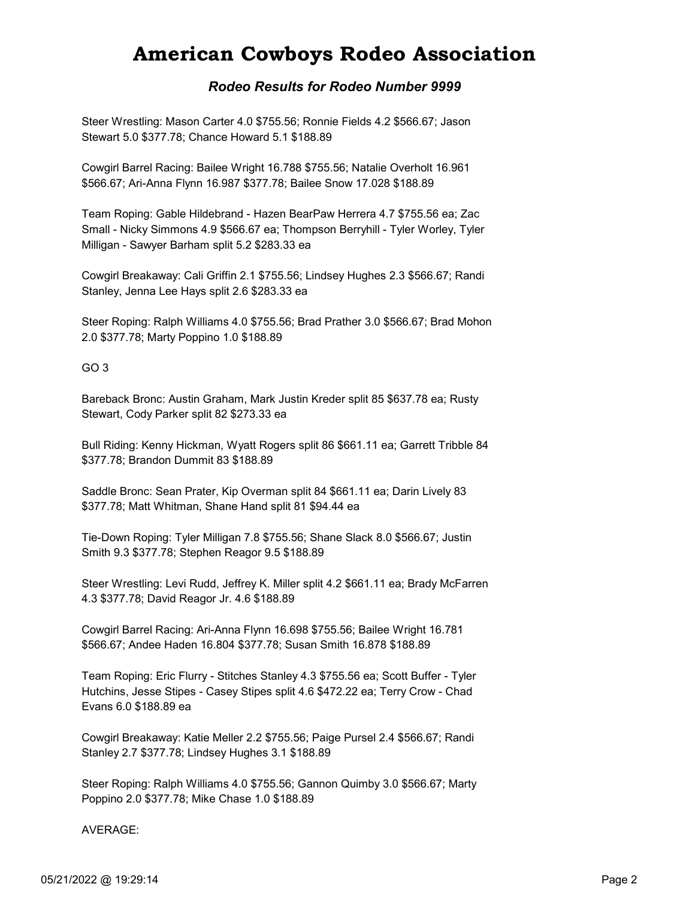# American Cowboys Rodeo Association

### *Rodeo Results for Rodeo Number 9999*

Steer Wrestling: Mason Carter 4.0 $755.56; Ronnie Fields 4.2 $566.67; Jason Stewart 5.0 $377.78; Chance Howard 5.1 $188.89

Cowgirl Barrel Racing: Bailee Wright 16.788 $755.56; Natalie Overholt 16.961 $566.67; Ari-Anna Flynn 16.987 $377.78; Bailee Snow 17.028 $188.89

Team Roping: Gable Hildebrand - Hazen BearPaw Herrera 4.7 $755.56 ea; Zac Small - Nicky Simmons 4.9 $566.67 ea; Thompson Berryhill - Tyler Worley, Tyler Milligan - Sawyer Barham split 5.2 $283.33 ea

Cowgirl Breakaway: Cali Griffin 2.1 $755.56; Lindsey Hughes 2.3 $566.67; Randi Stanley, Jenna Lee Hays split 2.6 $283.33 ea

Steer Roping: Ralph Williams 4.0 $755.56; Brad Prather 3.0 $566.67; Brad Mohon 2.0 $377.78; Marty Poppino 1.0 $188.89

GO 3

Bareback Bronc: Austin Graham, Mark Justin Kreder split 85 $637.78 ea; Rusty Stewart, Cody Parker split 82 $273.33 ea

Bull Riding: Kenny Hickman, Wyatt Rogers split 86 $661.11 ea; Garrett Tribble 84 $377.78; Brandon Dummit 83 $188.89

Saddle Bronc: Sean Prater, Kip Overman split 84 $661.11 ea; Darin Lively 83 $377.78; Matt Whitman, Shane Hand split 81 $94.44 ea

Tie-Down Roping: Tyler Milligan 7.8 $755.56; Shane Slack 8.0 $566.67; Justin Smith 9.3 $377.78; Stephen Reagor 9.5 $188.89

Steer Wrestling: Levi Rudd, Jeffrey K. Miller split 4.2 $661.11 ea; Brady McFarren 4.3 $377.78; David Reagor Jr. 4.6 $188.89

Cowgirl Barrel Racing: Ari-Anna Flynn 16.698 $755.56; Bailee Wright 16.781 $566.67; Andee Haden 16.804 $377.78; Susan Smith 16.878 $188.89

Team Roping: Eric Flurry - Stitches Stanley 4.3 $755.56 ea; Scott Buffer - Tyler Hutchins, Jesse Stipes - Casey Stipes split 4.6 $472.22 ea; Terry Crow - Chad Evans 6.0 $188.89 ea

Cowgirl Breakaway: Katie Meller 2.2 $755.56; Paige Pursel 2.4 $566.67; Randi Stanley 2.7 $377.78; Lindsey Hughes 3.1 $188.89

Steer Roping: Ralph Williams 4.0 $755.56; Gannon Quimby 3.0 $566.67; Marty Poppino 2.0 $377.78; Mike Chase 1.0 $188.89

AVERAGE: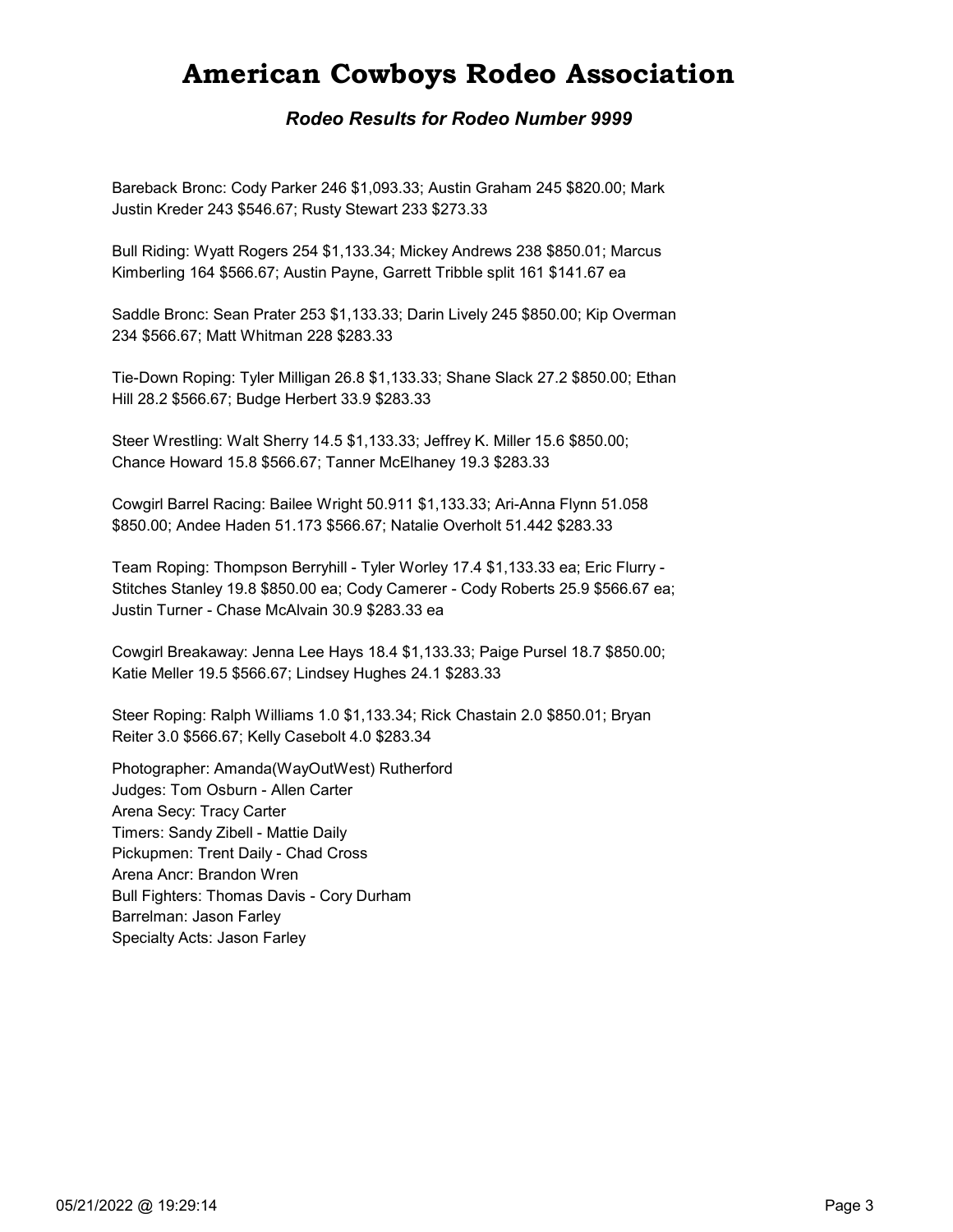# American Cowboys Rodeo Association

***Rodeo Results for Rodeo Number 9999***

Bareback Bronc: Cody Parker 246 $1,093.33; Austin Graham 245 $820.00; Mark Justin Kreder 243 $546.67; Rusty Stewart 233 $273.33

Bull Riding: Wyatt Rogers 254 $1,133.34; Mickey Andrews 238 $850.01; Marcus Kimberling 164 $566.67; Austin Payne, Garrett Tribble split 161 $141.67 ea

Saddle Bronc: Sean Prater 253 $1,133.33; Darin Lively 245 $850.00; Kip Overman 234 $566.67; Matt Whitman 228 $283.33

Tie-Down Roping: Tyler Milligan 26.8 $1,133.33; Shane Slack 27.2 $850.00; Ethan Hill 28.2 $566.67; Budge Herbert 33.9 $283.33

Steer Wrestling: Walt Sherry 14.5 $1,133.33; Jeffrey K. Miller 15.6 $850.00; Chance Howard 15.8 $566.67; Tanner McElhaney 19.3 $283.33

Cowgirl Barrel Racing: Bailee Wright 50.911 $1,133.33; Ari-Anna Flynn 51.058 $850.00; Andee Haden 51.173 $566.67; Natalie Overholt 51.442 $283.33

Team Roping: Thompson Berryhill - Tyler Worley 17.4 $1,133.33 ea; Eric Flurry - Stitches Stanley 19.8 $850.00 ea; Cody Camerer - Cody Roberts 25.9 $566.67 ea; Justin Turner - Chase McAlvain 30.9 $283.33 ea

Cowgirl Breakaway: Jenna Lee Hays 18.4 $1,133.33; Paige Pursel 18.7 $850.00; Katie Meller 19.5 $566.67; Lindsey Hughes 24.1 $283.33

Steer Roping: Ralph Williams 1.0 $1,133.34; Rick Chastain 2.0 $850.01; Bryan Reiter 3.0 $566.67; Kelly Casebolt 4.0 $283.34

Photographer: Amanda(WayOutWest) Rutherford
Judges: Tom Osburn - Allen Carter
Arena Secy: Tracy Carter
Timers: Sandy Zibell - Mattie Daily
Pickupmen: Trent Daily - Chad Cross
Arena Ancr: Brandon Wren
Bull Fighters: Thomas Davis - Cory Durham
Barrelman: Jason Farley
Specialty Acts: Jason Farley

05/21/2022 @ 19:29:14